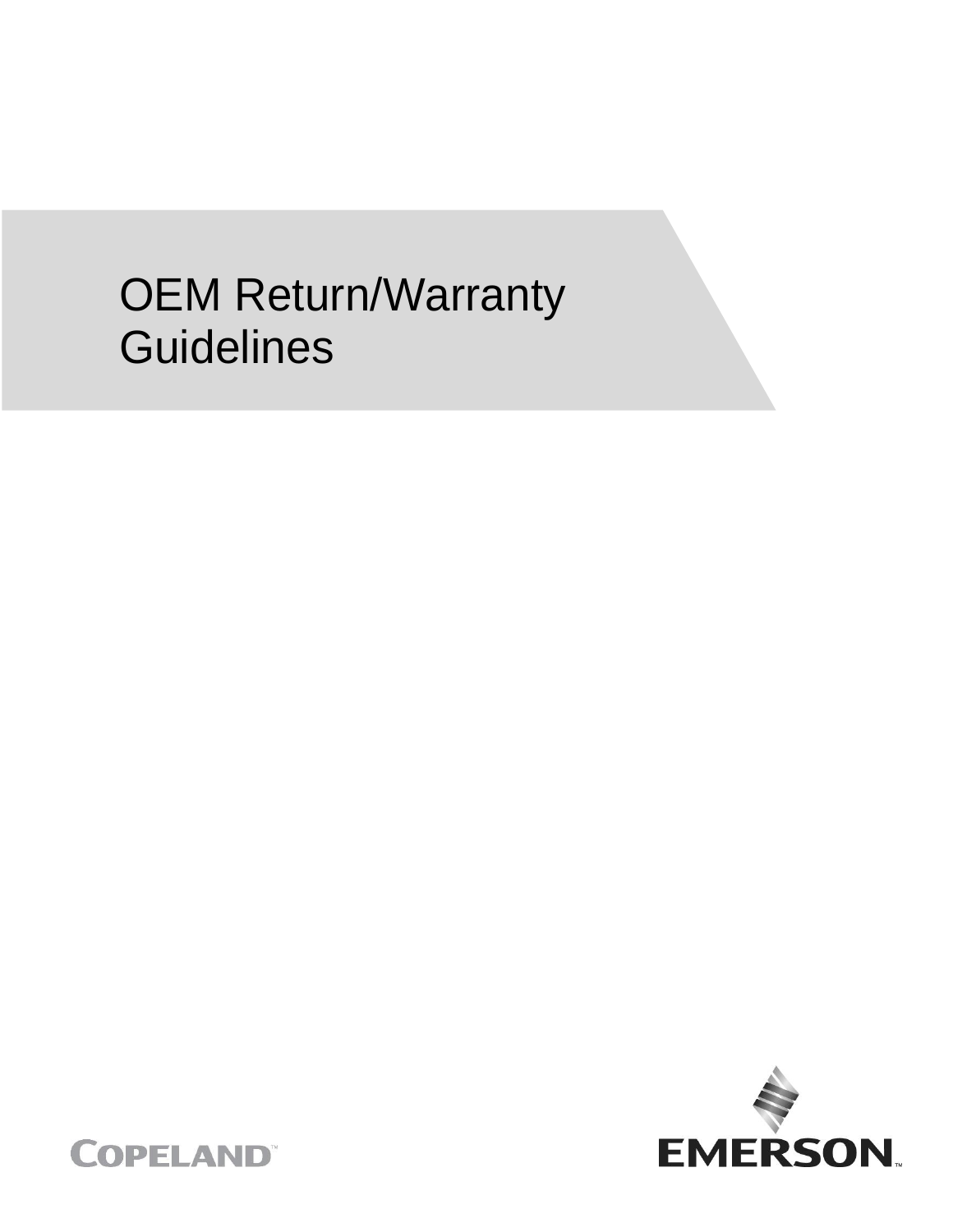# OEM Return/Warranty Guidelines

COPELAND™

EMERSON™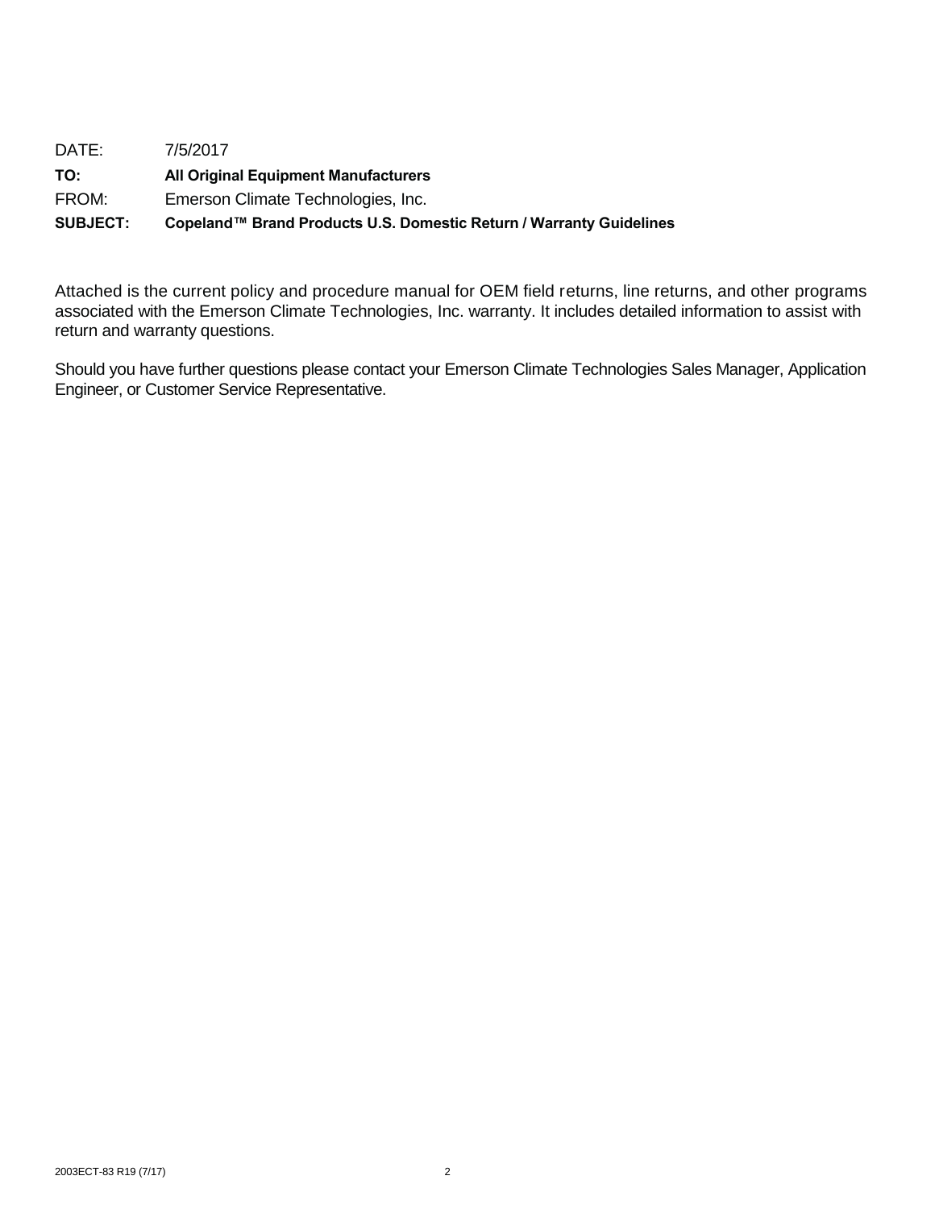DATE: 7/5/2017

**TO: All Original Equipment Manufacturers**

FROM: Emerson Climate Technologies, Inc.

**SUBJECT: Copeland™ Brand Products U.S. Domestic Return / Warranty Guidelines**

Attached is the current policy and procedure manual for OEM field returns, line returns, and other programs associated with the Emerson Climate Technologies, Inc. warranty. It includes detailed information to assist with return and warranty questions.

Should you have further questions please contact your Emerson Climate Technologies Sales Manager, Application Engineer, or Customer Service Representative.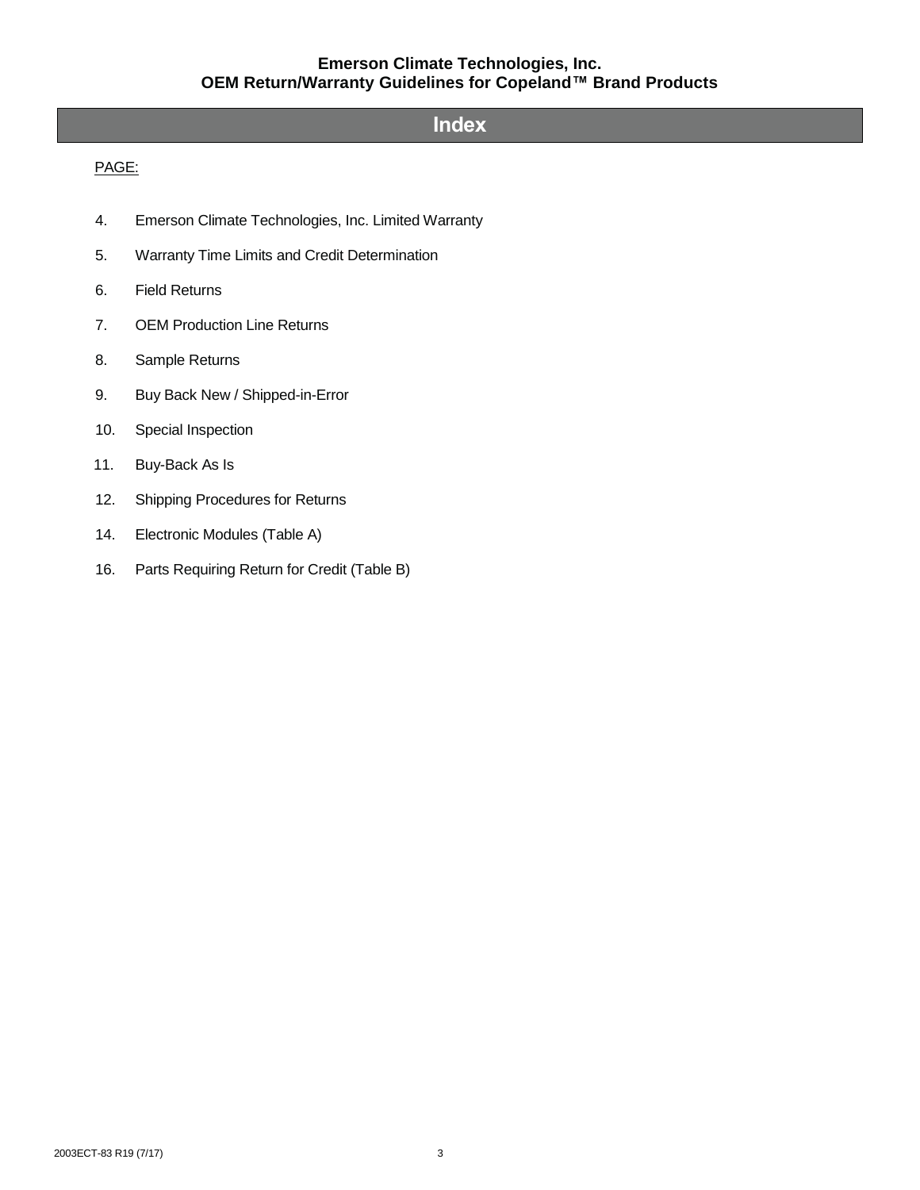# Index

PAGE:

4. Emerson Climate Technologies, Inc. Limited Warranty
5. Warranty Time Limits and Credit Determination
6. Field Returns
7. OEM Production Line Returns
8. Sample Returns
9. Buy Back New / Shipped-in-Error
10. Special Inspection
11. Buy-Back As Is
12. Shipping Procedures for Returns
14. Electronic Modules (Table A)
16. Parts Requiring Return for Credit (Table B)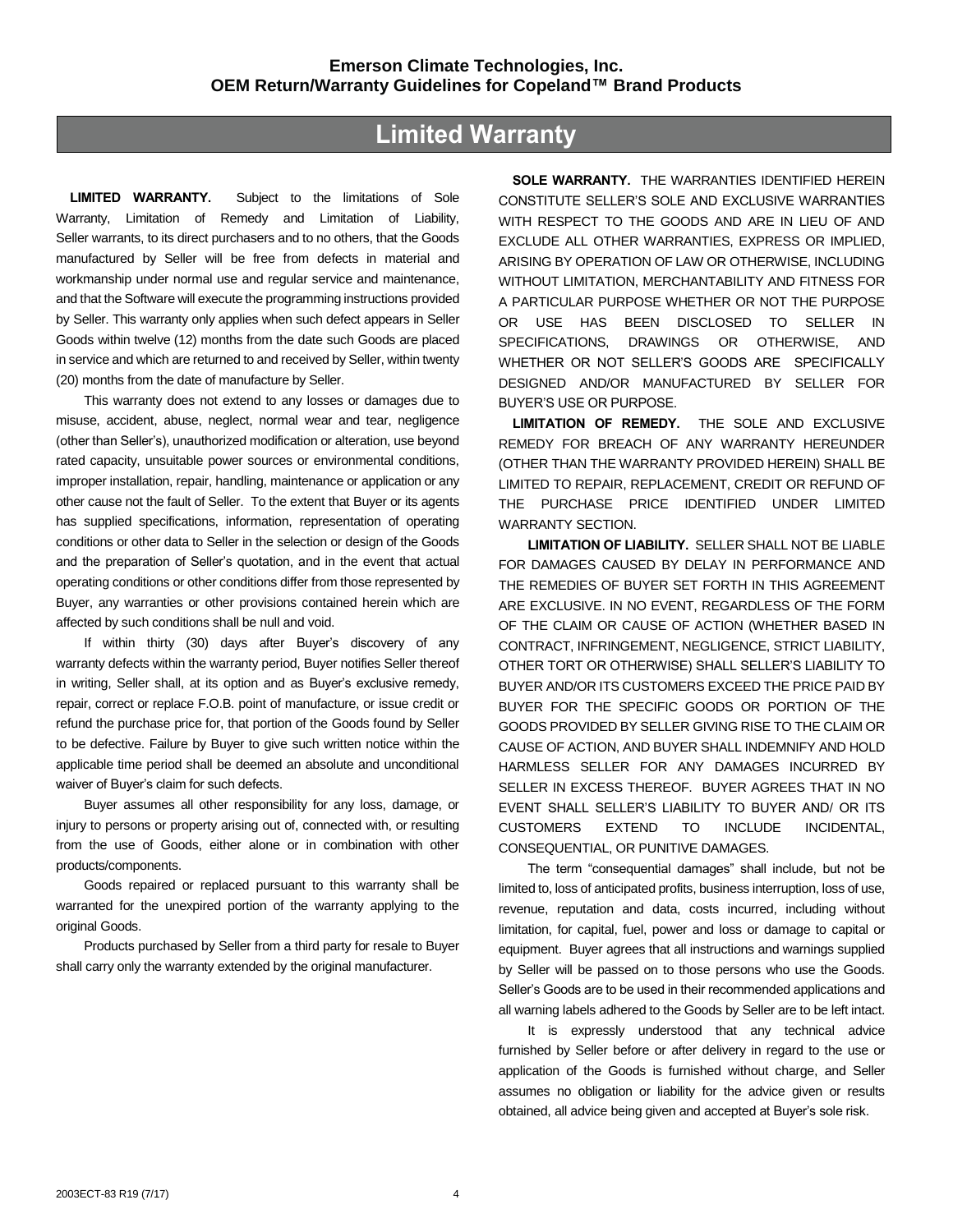# Limited Warranty

**LIMITED WARRANTY.** Subject to the limitations of Sole Warranty, Limitation of Remedy and Limitation of Liability, Seller warrants, to its direct purchasers and to no others, that the Goods manufactured by Seller will be free from defects in material and workmanship under normal use and regular service and maintenance, and that the Software will execute the programming instructions provided by Seller. This warranty only applies when such defect appears in Seller Goods within twelve (12) months from the date such Goods are placed in service and which are returned to and received by Seller, within twenty (20) months from the date of manufacture by Seller.

This warranty does not extend to any losses or damages due to misuse, accident, abuse, neglect, normal wear and tear, negligence (other than Seller's), unauthorized modification or alteration, use beyond rated capacity, unsuitable power sources or environmental conditions, improper installation, repair, handling, maintenance or application or any other cause not the fault of Seller. To the extent that Buyer or its agents has supplied specifications, information, representation of operating conditions or other data to Seller in the selection or design of the Goods and the preparation of Seller's quotation, and in the event that actual operating conditions or other conditions differ from those represented by Buyer, any warranties or other provisions contained herein which are affected by such conditions shall be null and void.

If within thirty (30) days after Buyer's discovery of any warranty defects within the warranty period, Buyer notifies Seller thereof in writing, Seller shall, at its option and as Buyer's exclusive remedy, repair, correct or replace F.O.B. point of manufacture, or issue credit or refund the purchase price for, that portion of the Goods found by Seller to be defective. Failure by Buyer to give such written notice within the applicable time period shall be deemed an absolute and unconditional waiver of Buyer's claim for such defects.

Buyer assumes all other responsibility for any loss, damage, or injury to persons or property arising out of, connected with, or resulting from the use of Goods, either alone or in combination with other products/components.

Goods repaired or replaced pursuant to this warranty shall be warranted for the unexpired portion of the warranty applying to the original Goods.

Products purchased by Seller from a third party for resale to Buyer shall carry only the warranty extended by the original manufacturer.

**SOLE WARRANTY.** THE WARRANTIES IDENTIFIED HEREIN CONSTITUTE SELLER'S SOLE AND EXCLUSIVE WARRANTIES WITH RESPECT TO THE GOODS AND ARE IN LIEU OF AND EXCLUDE ALL OTHER WARRANTIES, EXPRESS OR IMPLIED, ARISING BY OPERATION OF LAW OR OTHERWISE, INCLUDING WITHOUT LIMITATION, MERCHANTABILITY AND FITNESS FOR A PARTICULAR PURPOSE WHETHER OR NOT THE PURPOSE OR USE HAS BEEN DISCLOSED TO SELLER IN SPECIFICATIONS, DRAWINGS OR OTHERWISE, AND WHETHER OR NOT SELLER'S GOODS ARE SPECIFICALLY DESIGNED AND/OR MANUFACTURED BY SELLER FOR BUYER'S USE OR PURPOSE.

**LIMITATION OF REMEDY.** THE SOLE AND EXCLUSIVE REMEDY FOR BREACH OF ANY WARRANTY HEREUNDER (OTHER THAN THE WARRANTY PROVIDED HEREIN) SHALL BE LIMITED TO REPAIR, REPLACEMENT, CREDIT OR REFUND OF THE PURCHASE PRICE IDENTIFIED UNDER LIMITED WARRANTY SECTION.

**LIMITATION OF LIABILITY.** SELLER SHALL NOT BE LIABLE FOR DAMAGES CAUSED BY DELAY IN PERFORMANCE AND THE REMEDIES OF BUYER SET FORTH IN THIS AGREEMENT ARE EXCLUSIVE. IN NO EVENT, REGARDLESS OF THE FORM OF THE CLAIM OR CAUSE OF ACTION (WHETHER BASED IN CONTRACT, INFRINGEMENT, NEGLIGENCE, STRICT LIABILITY, OTHER TORT OR OTHERWISE) SHALL SELLER'S LIABILITY TO BUYER AND/OR ITS CUSTOMERS EXCEED THE PRICE PAID BY BUYER FOR THE SPECIFIC GOODS OR PORTION OF THE GOODS PROVIDED BY SELLER GIVING RISE TO THE CLAIM OR CAUSE OF ACTION, AND BUYER SHALL INDEMNIFY AND HOLD HARMLESS SELLER FOR ANY DAMAGES INCURRED BY SELLER IN EXCESS THEREOF. BUYER AGREES THAT IN NO EVENT SHALL SELLER'S LIABILITY TO BUYER AND/ OR ITS CUSTOMERS EXTEND TO INCLUDE INCIDENTAL, CONSEQUENTIAL, OR PUNITIVE DAMAGES.

The term "consequential damages" shall include, but not be limited to, loss of anticipated profits, business interruption, loss of use, revenue, reputation and data, costs incurred, including without limitation, for capital, fuel, power and loss or damage to capital or equipment. Buyer agrees that all instructions and warnings supplied by Seller will be passed on to those persons who use the Goods. Seller's Goods are to be used in their recommended applications and all warning labels adhered to the Goods by Seller are to be left intact.

It is expressly understood that any technical advice furnished by Seller before or after delivery in regard to the use or application of the Goods is furnished without charge, and Seller assumes no obligation or liability for the advice given or results obtained, all advice being given and accepted at Buyer's sole risk.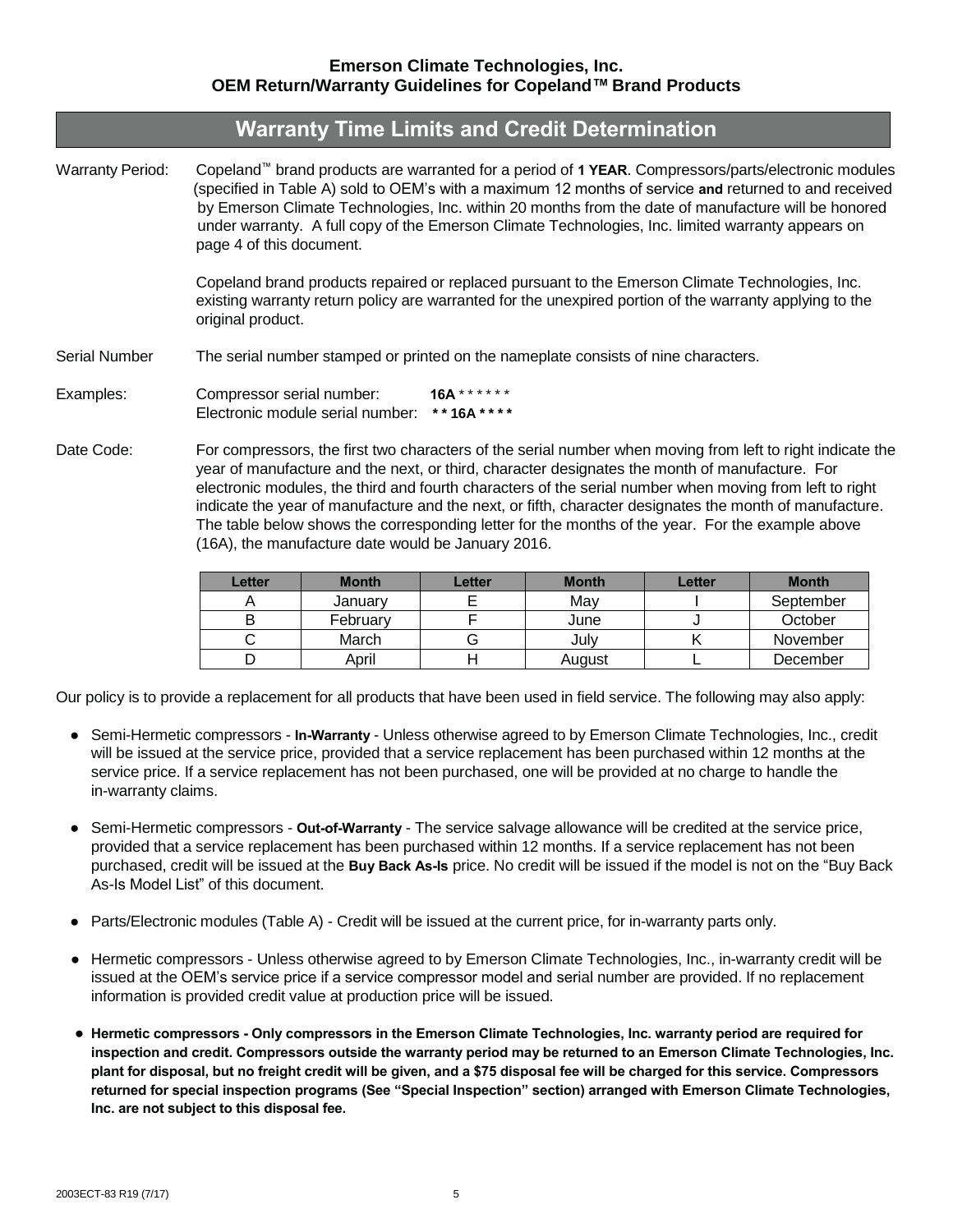**Emerson Climate Technologies, Inc.**
**OEM Return/Warranty Guidelines for Copeland™ Brand Products**

## Warranty Time Limits and Credit Determination

Warranty Period: Copeland™ brand products are warranted for a period of **1 YEAR**. Compressors/parts/electronic modules (specified in Table A) sold to OEM's with a maximum 12 months of service **and** returned to and received by Emerson Climate Technologies, Inc. within 20 months from the date of manufacture will be honored under warranty. A full copy of the Emerson Climate Technologies, Inc. limited warranty appears on page 4 of this document.

Copeland brand products repaired or replaced pursuant to the Emerson Climate Technologies, Inc. existing warranty return policy are warranted for the unexpired portion of the warranty applying to the original product.

Serial Number: The serial number stamped or printed on the nameplate consists of nine characters.

Examples:
Compressor serial number: **16A** * * * * * *
Electronic module serial number: *** * 16A * * * ***

Date Code: For compressors, the first two characters of the serial number when moving from left to right indicate the year of manufacture and the next, or third, character designates the month of manufacture. For electronic modules, the third and fourth characters of the serial number when moving from left to right indicate the year of manufacture and the next, or fifth, character designates the month of manufacture. The table below shows the corresponding letter for the months of the year. For the example above (16A), the manufacture date would be January 2016.

| Letter | Month | Letter | Month | Letter | Month |
|---|---|---|---|---|---|
| A | January | E | May | I | September |
| B | February | F | June | J | October |
| C | March | G | July | K | November |
| D | April | H | August | L | December |

Our policy is to provide a replacement for all products that have been used in field service. The following may also apply:

- Semi-Hermetic compressors - **In-Warranty** - Unless otherwise agreed to by Emerson Climate Technologies, Inc., credit will be issued at the service price, provided that a service replacement has been purchased within 12 months at the service price. If a service replacement has not been purchased, one will be provided at no charge to handle the in-warranty claims.

- Semi-Hermetic compressors - **Out-of-Warranty** - The service salvage allowance will be credited at the service price, provided that a service replacement has been purchased within 12 months. If a service replacement has not been purchased, credit will be issued at the **Buy Back As-Is** price. No credit will be issued if the model is not on the "Buy Back As-Is Model List" of this document.

- Parts/Electronic modules (Table A) - Credit will be issued at the current price, for in-warranty parts only.

- Hermetic compressors - Unless otherwise agreed to by Emerson Climate Technologies, Inc., in-warranty credit will be issued at the OEM's service price if a service compressor model and serial number are provided. If no replacement information is provided credit value at production price will be issued.

- **Hermetic compressors - Only compressors in the Emerson Climate Technologies, Inc. warranty period are required for inspection and credit. Compressors outside the warranty period may be returned to an Emerson Climate Technologies, Inc. plant for disposal, but no freight credit will be given, and a $75 disposal fee will be charged for this service. Compressors returned for special inspection programs (See "Special Inspection" section) arranged with Emerson Climate Technologies, Inc. are not subject to this disposal fee.**

2003ECT-83 R19 (7/17)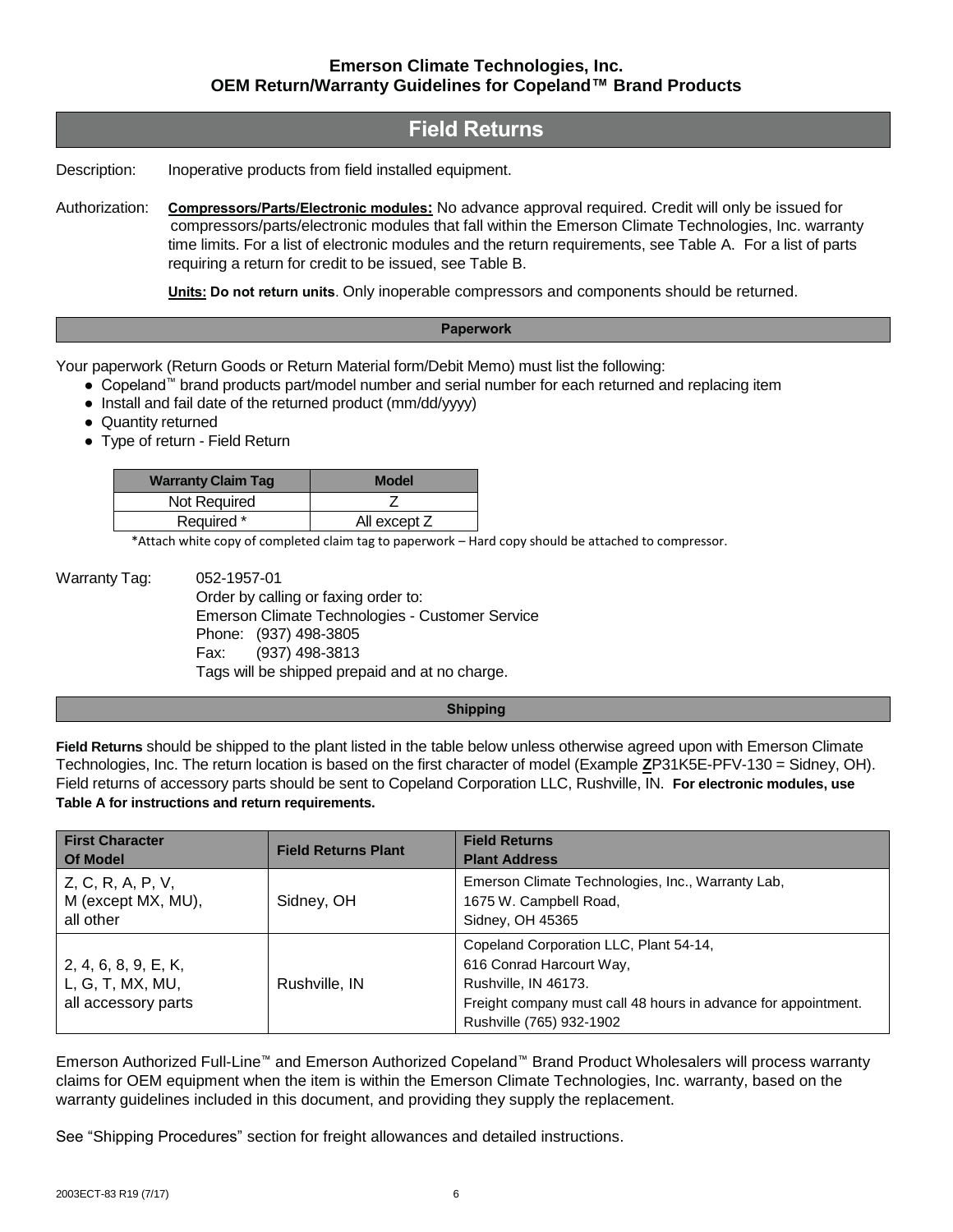**Emerson Climate Technologies, Inc.**
**OEM Return/Warranty Guidelines for Copeland™ Brand Products**

# Field Returns

Description: Inoperative products from field installed equipment.

Authorization: **Compressors/Parts/Electronic modules:** No advance approval required. Credit will only be issued for compressors/parts/electronic modules that fall within the Emerson Climate Technologies, Inc. warranty time limits. For a list of electronic modules and the return requirements, see Table A. For a list of parts requiring a return for credit to be issued, see Table B.

**Units: Do not return units**. Only inoperable compressors and components should be returned.

## Paperwork

Your paperwork (Return Goods or Return Material form/Debit Memo) must list the following:

- Copeland™ brand products part/model number and serial number for each returned and replacing item
- Install and fail date of the returned product (mm/dd/yyyy)
- Quantity returned
- Type of return - Field Return

| Warranty Claim Tag | Model |
|---|---|
| Not Required | Z |
| Required * | All except Z |

*Attach white copy of completed claim tag to paperwork – Hard copy should be attached to compressor.

Warranty Tag: 052-1957-01
Order by calling or faxing order to:
Emerson Climate Technologies - Customer Service
Phone: (937) 498-3805
Fax: (937) 498-3813
Tags will be shipped prepaid and at no charge.

## Shipping

**Field Returns** should be shipped to the plant listed in the table below unless otherwise agreed upon with Emerson Climate Technologies, Inc. The return location is based on the first character of model (Example **Z**P31K5E-PFV-130 = Sidney, OH). Field returns of accessory parts should be sent to Copeland Corporation LLC, Rushville, IN. **For electronic modules, use Table A for instructions and return requirements.**

| First Character Of Model | Field Returns Plant | Field Returns Plant Address |
|---|---|---|
| Z, C, R, A, P, V, M (except MX, MU), all other | Sidney, OH | Emerson Climate Technologies, Inc., Warranty Lab, 1675 W. Campbell Road, Sidney, OH 45365 |
| 2, 4, 6, 8, 9, E, K, L, G, T, MX, MU, all accessory parts | Rushville, IN | Copeland Corporation LLC, Plant 54-14, 616 Conrad Harcourt Way, Rushville, IN 46173. Freight company must call 48 hours in advance for appointment. Rushville (765) 932-1902 |

Emerson Authorized Full-Line™ and Emerson Authorized Copeland™ Brand Product Wholesalers will process warranty claims for OEM equipment when the item is within the Emerson Climate Technologies, Inc. warranty, based on the warranty guidelines included in this document, and providing they supply the replacement.

See "Shipping Procedures" section for freight allowances and detailed instructions.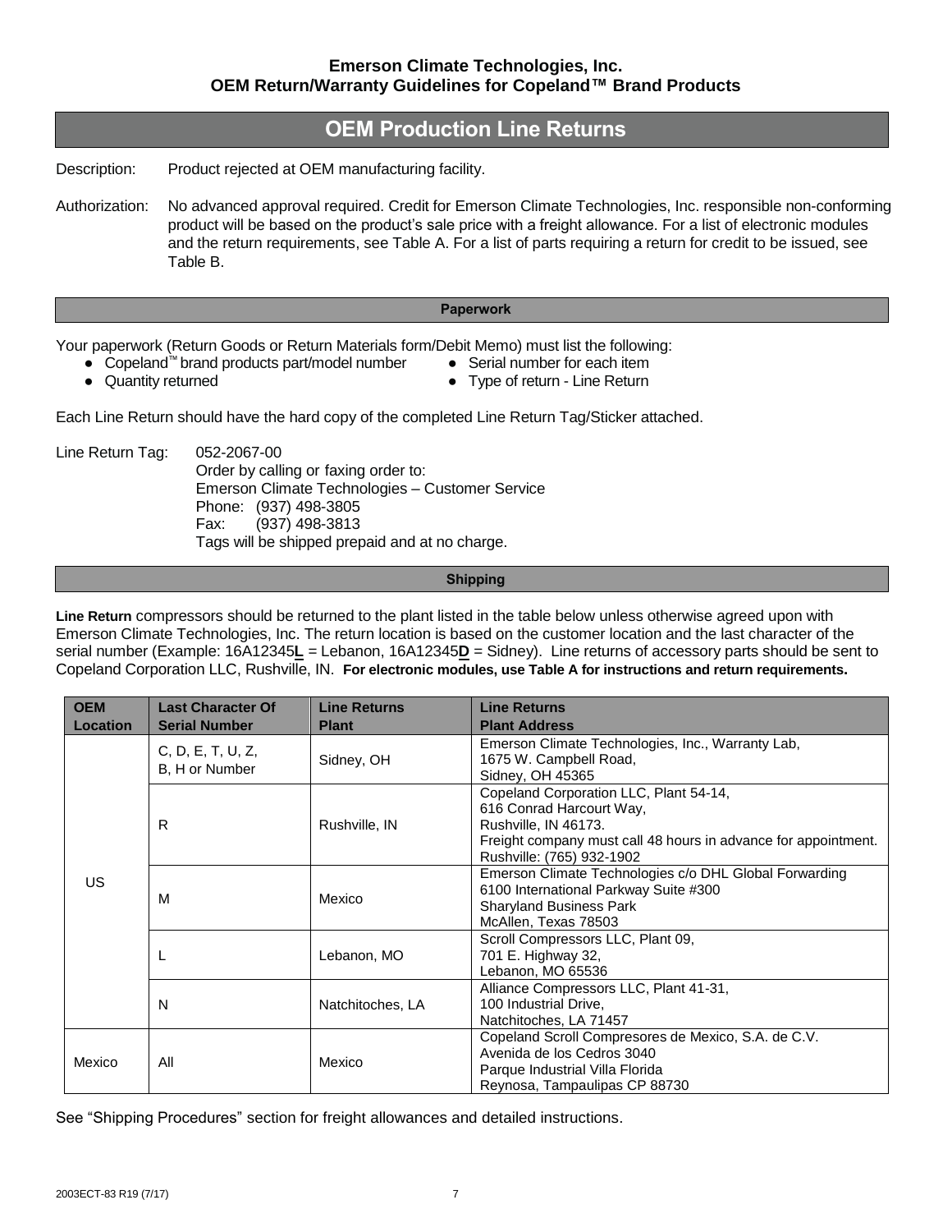**Emerson Climate Technologies, Inc.**
**OEM Return/Warranty Guidelines for Copeland™ Brand Products**

# OEM Production Line Returns

Description: Product rejected at OEM manufacturing facility.

Authorization: No advanced approval required. Credit for Emerson Climate Technologies, Inc. responsible non-conforming product will be based on the product's sale price with a freight allowance. For a list of electronic modules and the return requirements, see Table A. For a list of parts requiring a return for credit to be issued, see Table B.

## Paperwork

Your paperwork (Return Goods or Return Materials form/Debit Memo) must list the following:

- Copeland™ brand products part/model number
- Quantity returned
- Serial number for each item
- Type of return - Line Return

Each Line Return should have the hard copy of the completed Line Return Tag/Sticker attached.

Line Return Tag: 052-2067-00
Order by calling or faxing order to:
Emerson Climate Technologies – Customer Service
Phone: (937) 498-3805
Fax: (937) 498-3813
Tags will be shipped prepaid and at no charge.

## Shipping

**Line Return** compressors should be returned to the plant listed in the table below unless otherwise agreed upon with Emerson Climate Technologies, Inc. The return location is based on the customer location and the last character of the serial number (Example: 16A12345**L** = Lebanon, 16A12345**D** = Sidney). Line returns of accessory parts should be sent to Copeland Corporation LLC, Rushville, IN. **For electronic modules, use Table A for instructions and return requirements.**

| OEM Location | Last Character Of Serial Number | Line Returns Plant | Line Returns Plant Address |
|---|---|---|---|
| US | C, D, E, T, U, Z, B, H or Number | Sidney, OH | Emerson Climate Technologies, Inc., Warranty Lab, 1675 W. Campbell Road, Sidney, OH 45365 |
| | R | Rushville, IN | Copeland Corporation LLC, Plant 54-14, 616 Conrad Harcourt Way, Rushville, IN 46173. Freight company must call 48 hours in advance for appointment. Rushville: (765) 932-1902 |
| | M | Mexico | Emerson Climate Technologies c/o DHL Global Forwarding 6100 International Parkway Suite #300 Sharyland Business Park McAllen, Texas 78503 |
| | L | Lebanon, MO | Scroll Compressors LLC, Plant 09, 701 E. Highway 32, Lebanon, MO 65536 |
| | N | Natchitoches, LA | Alliance Compressors LLC, Plant 41-31, 100 Industrial Drive, Natchitoches, LA 71457 |
| Mexico | All | Mexico | Copeland Scroll Compresores de Mexico, S.A. de C.V. Avenida de los Cedros 3040 Parque Industrial Villa Florida Reynosa, Tampaulipas CP 88730 |

See "Shipping Procedures" section for freight allowances and detailed instructions.

2003ECT-83 R19 (7/17)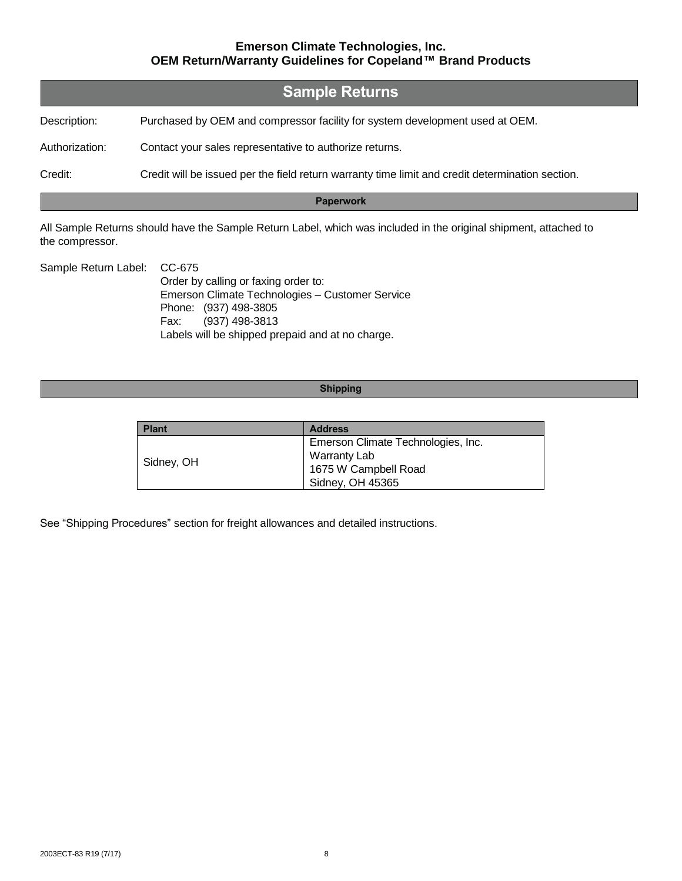## Sample Returns

Description: Purchased by OEM and compressor facility for system development used at OEM.

Authorization: Contact your sales representative to authorize returns.

Credit: Credit will be issued per the field return warranty time limit and credit determination section.

### Paperwork

All Sample Returns should have the Sample Return Label, which was included in the original shipment, attached to the compressor.

Sample Return Label: CC-675
Order by calling or faxing order to:
Emerson Climate Technologies – Customer Service
Phone: (937) 498-3805
Fax: (937) 498-3813
Labels will be shipped prepaid and at no charge.

### Shipping

| Plant | Address |
|---|---|
| Sidney, OH | Emerson Climate Technologies, Inc.<br>Warranty Lab<br>1675 W Campbell Road<br>Sidney, OH 45365 |

See "Shipping Procedures" section for freight allowances and detailed instructions.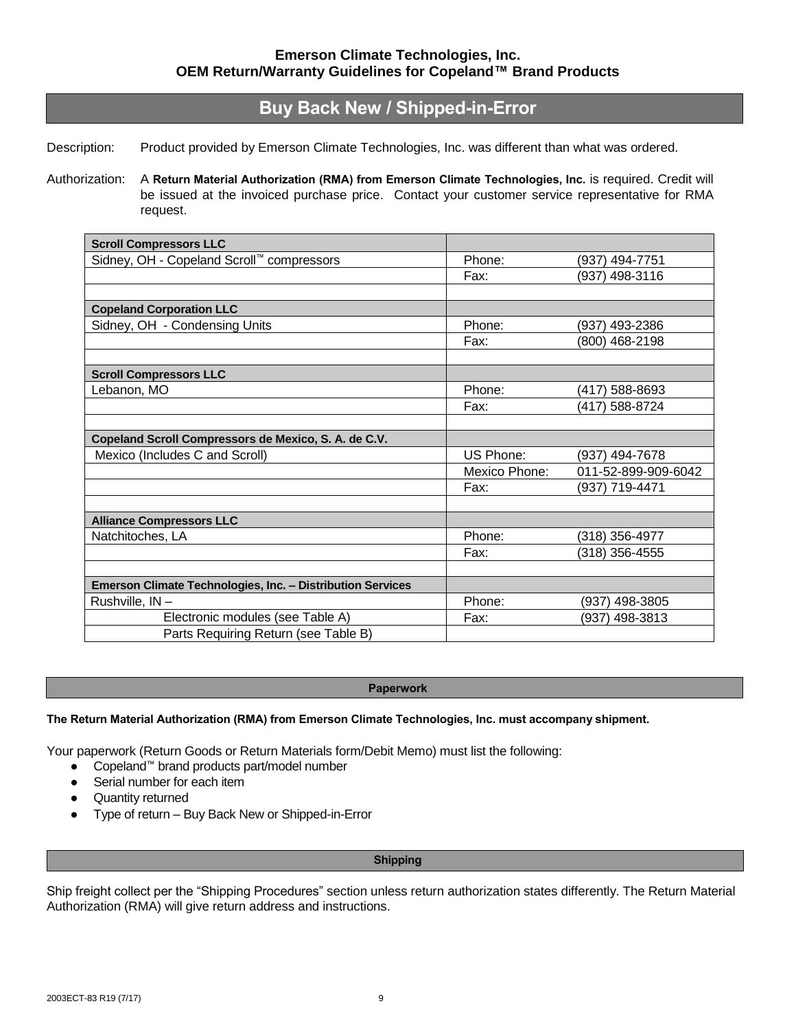**Emerson Climate Technologies, Inc.**
**OEM Return/Warranty Guidelines for Copeland™ Brand Products**

# Buy Back New / Shipped-in-Error

Description: Product provided by Emerson Climate Technologies, Inc. was different than what was ordered.

Authorization: A **Return Material Authorization (RMA) from Emerson Climate Technologies, Inc.** is required. Credit will be issued at the invoiced purchase price. Contact your customer service representative for RMA request.

| | | |
|---|---|---|
| **Scroll Compressors LLC** | | |
| Sidney, OH - Copeland Scroll™ compressors | Phone: | (937) 494-7751 |
| | Fax: | (937) 498-3116 |
| | | |
| **Copeland Corporation LLC** | | |
| Sidney, OH - Condensing Units | Phone: | (937) 493-2386 |
| | Fax: | (800) 468-2198 |
| | | |
| **Scroll Compressors LLC** | | |
| Lebanon, MO | Phone: | (417) 588-8693 |
| | Fax: | (417) 588-8724 |
| | | |
| **Copeland Scroll Compressors de Mexico, S. A. de C.V.** | | |
| Mexico (Includes C and Scroll) | US Phone: | (937) 494-7678 |
| | Mexico Phone: | 011-52-899-909-6042 |
| | Fax: | (937) 719-4471 |
| | | |
| **Alliance Compressors LLC** | | |
| Natchitoches, LA | Phone: | (318) 356-4977 |
| | Fax: | (318) 356-4555 |
| | | |
| **Emerson Climate Technologies, Inc. – Distribution Services** | | |
| Rushville, IN – | Phone: | (937) 498-3805 |
| Electronic modules (see Table A) | Fax: | (937) 498-3813 |
| Parts Requiring Return (see Table B) | | |

## Paperwork

**The Return Material Authorization (RMA) from Emerson Climate Technologies, Inc. must accompany shipment.**

Your paperwork (Return Goods or Return Materials form/Debit Memo) must list the following:

- Copeland™ brand products part/model number
- Serial number for each item
- Quantity returned
- Type of return – Buy Back New or Shipped-in-Error

## Shipping

Ship freight collect per the "Shipping Procedures" section unless return authorization states differently. The Return Material Authorization (RMA) will give return address and instructions.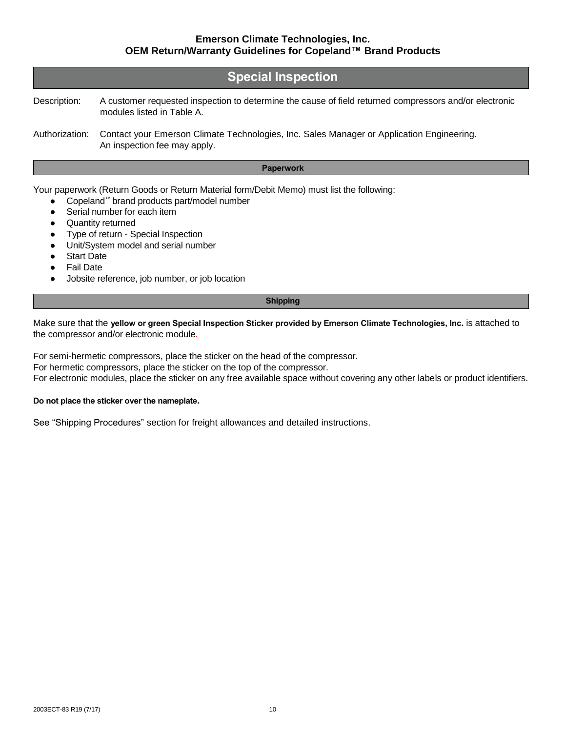## Special Inspection

Description: A customer requested inspection to determine the cause of field returned compressors and/or electronic modules listed in Table A.

Authorization: Contact your Emerson Climate Technologies, Inc. Sales Manager or Application Engineering. An inspection fee may apply.

### Paperwork

Your paperwork (Return Goods or Return Material form/Debit Memo) must list the following:

- Copeland™ brand products part/model number
- Serial number for each item
- Quantity returned
- Type of return - Special Inspection
- Unit/System model and serial number
- Start Date
- Fail Date
- Jobsite reference, job number, or job location

### Shipping

Make sure that the **yellow or green Special Inspection Sticker provided by Emerson Climate Technologies, Inc.** is attached to the compressor and/or electronic module.

For semi-hermetic compressors, place the sticker on the head of the compressor.
For hermetic compressors, place the sticker on the top of the compressor.
For electronic modules, place the sticker on any free available space without covering any other labels or product identifiers.

**Do not place the sticker over the nameplate.**

See "Shipping Procedures" section for freight allowances and detailed instructions.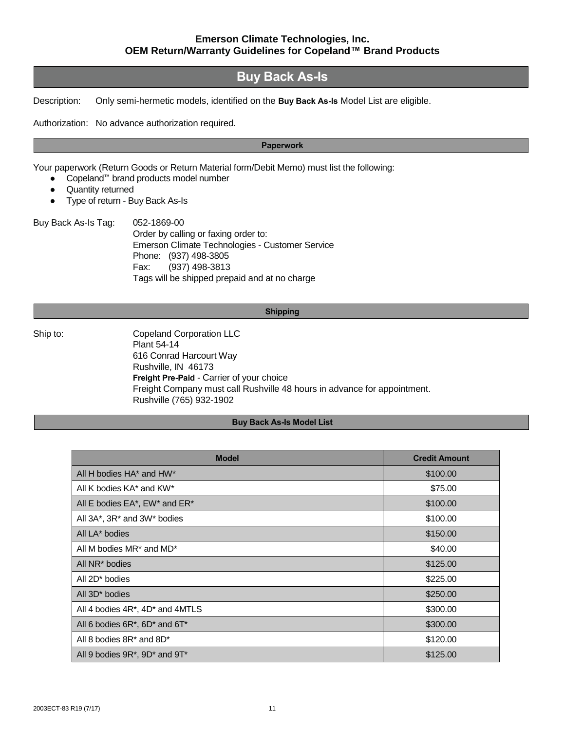**Emerson Climate Technologies, Inc.**
**OEM Return/Warranty Guidelines for Copeland™ Brand Products**

# Buy Back As-Is

Description: Only semi-hermetic models, identified on the **Buy Back As-Is** Model List are eligible.

Authorization: No advance authorization required.

## Paperwork

Your paperwork (Return Goods or Return Material form/Debit Memo) must list the following:

- Copeland™ brand products model number
- Quantity returned
- Type of return - Buy Back As-Is

Buy Back As-Is Tag: 052-1869-00
Order by calling or faxing order to:
Emerson Climate Technologies - Customer Service
Phone: (937) 498-3805
Fax: (937) 498-3813
Tags will be shipped prepaid and at no charge

## Shipping

Ship to: Copeland Corporation LLC
Plant 54-14
616 Conrad Harcourt Way
Rushville, IN 46173
**Freight Pre-Paid** - Carrier of your choice
Freight Company must call Rushville 48 hours in advance for appointment.
Rushville (765) 932-1902

## Buy Back As-Is Model List

| Model | Credit Amount |
|---|---|
| All H bodies HA* and HW* | $100.00 |
| All K bodies KA* and KW* | $75.00 |
| All E bodies EA*, EW* and ER* | $100.00 |
| All 3A*, 3R* and 3W* bodies | $100.00 |
| All LA* bodies | $150.00 |
| All M bodies MR* and MD* | $40.00 |
| All NR* bodies | $125.00 |
| All 2D* bodies | $225.00 |
| All 3D* bodies | $250.00 |
| All 4 bodies 4R*, 4D* and 4MTLS | $300.00 |
| All 6 bodies 6R*, 6D* and 6T* | $300.00 |
| All 8 bodies 8R* and 8D* | $120.00 |
| All 9 bodies 9R*, 9D* and 9T* | $125.00 |

2003ECT-83 R19 (7/17)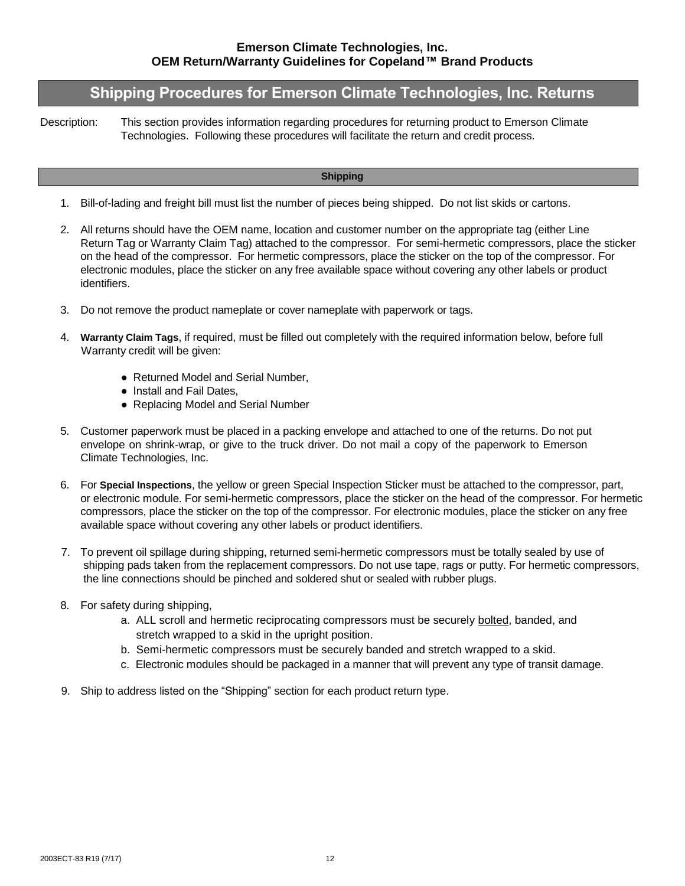## Shipping Procedures for Emerson Climate Technologies, Inc. Returns

Description: This section provides information regarding procedures for returning product to Emerson Climate Technologies. Following these procedures will facilitate the return and credit process.

### Shipping

1. Bill-of-lading and freight bill must list the number of pieces being shipped. Do not list skids or cartons.

2. All returns should have the OEM name, location and customer number on the appropriate tag (either Line Return Tag or Warranty Claim Tag) attached to the compressor. For semi-hermetic compressors, place the sticker on the head of the compressor. For hermetic compressors, place the sticker on the top of the compressor. For electronic modules, place the sticker on any free available space without covering any other labels or product identifiers.

3. Do not remove the product nameplate or cover nameplate with paperwork or tags.

4. **Warranty Claim Tags**, if required, must be filled out completely with the required information below, before full Warranty credit will be given:

   - Returned Model and Serial Number,
   - Install and Fail Dates,
   - Replacing Model and Serial Number

5. Customer paperwork must be placed in a packing envelope and attached to one of the returns. Do not put envelope on shrink-wrap, or give to the truck driver. Do not mail a copy of the paperwork to Emerson Climate Technologies, Inc.

6. For **Special Inspections**, the yellow or green Special Inspection Sticker must be attached to the compressor, part, or electronic module. For semi-hermetic compressors, place the sticker on the head of the compressor. For hermetic compressors, place the sticker on the top of the compressor. For electronic modules, place the sticker on any free available space without covering any other labels or product identifiers.

7. To prevent oil spillage during shipping, returned semi-hermetic compressors must be totally sealed by use of shipping pads taken from the replacement compressors. Do not use tape, rags or putty. For hermetic compressors, the line connections should be pinched and soldered shut or sealed with rubber plugs.

8. For safety during shipping,
   a. ALL scroll and hermetic reciprocating compressors must be securely bolted, banded, and stretch wrapped to a skid in the upright position.
   b. Semi-hermetic compressors must be securely banded and stretch wrapped to a skid.
   c. Electronic modules should be packaged in a manner that will prevent any type of transit damage.

9. Ship to address listed on the "Shipping" section for each product return type.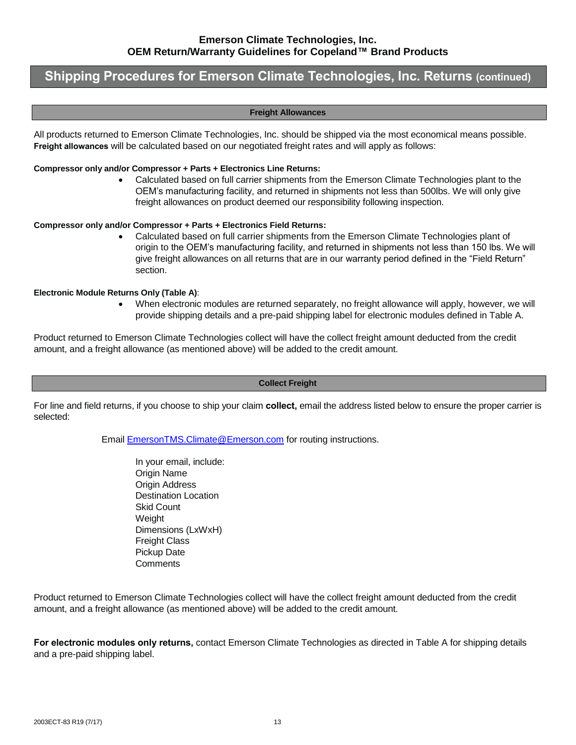## Shipping Procedures for Emerson Climate Technologies, Inc. Returns (continued)

### Freight Allowances

All products returned to Emerson Climate Technologies, Inc. should be shipped via the most economical means possible. **Freight allowances** will be calculated based on our negotiated freight rates and will apply as follows:

**Compressor only and/or Compressor + Parts + Electronics Line Returns:**

- Calculated based on full carrier shipments from the Emerson Climate Technologies plant to the OEM's manufacturing facility, and returned in shipments not less than 500lbs. We will only give freight allowances on product deemed our responsibility following inspection.

**Compressor only and/or Compressor + Parts + Electronics Field Returns:**

- Calculated based on full carrier shipments from the Emerson Climate Technologies plant of origin to the OEM's manufacturing facility, and returned in shipments not less than 150 lbs. We will give freight allowances on all returns that are in our warranty period defined in the "Field Return" section.

**Electronic Module Returns Only (Table A)**:

- When electronic modules are returned separately, no freight allowance will apply, however, we will provide shipping details and a pre-paid shipping label for electronic modules defined in Table A.

Product returned to Emerson Climate Technologies collect will have the collect freight amount deducted from the credit amount, and a freight allowance (as mentioned above) will be added to the credit amount.

### Collect Freight

For line and field returns, if you choose to ship your claim **collect,** email the address listed below to ensure the proper carrier is selected:

Email EmersonTMS.Climate@Emerson.com for routing instructions.

In your email, include:
Origin Name
Origin Address
Destination Location
Skid Count
Weight
Dimensions (LxWxH)
Freight Class
Pickup Date
Comments

Product returned to Emerson Climate Technologies collect will have the collect freight amount deducted from the credit amount, and a freight allowance (as mentioned above) will be added to the credit amount.

**For electronic modules only returns,** contact Emerson Climate Technologies as directed in Table A for shipping details and a pre-paid shipping label.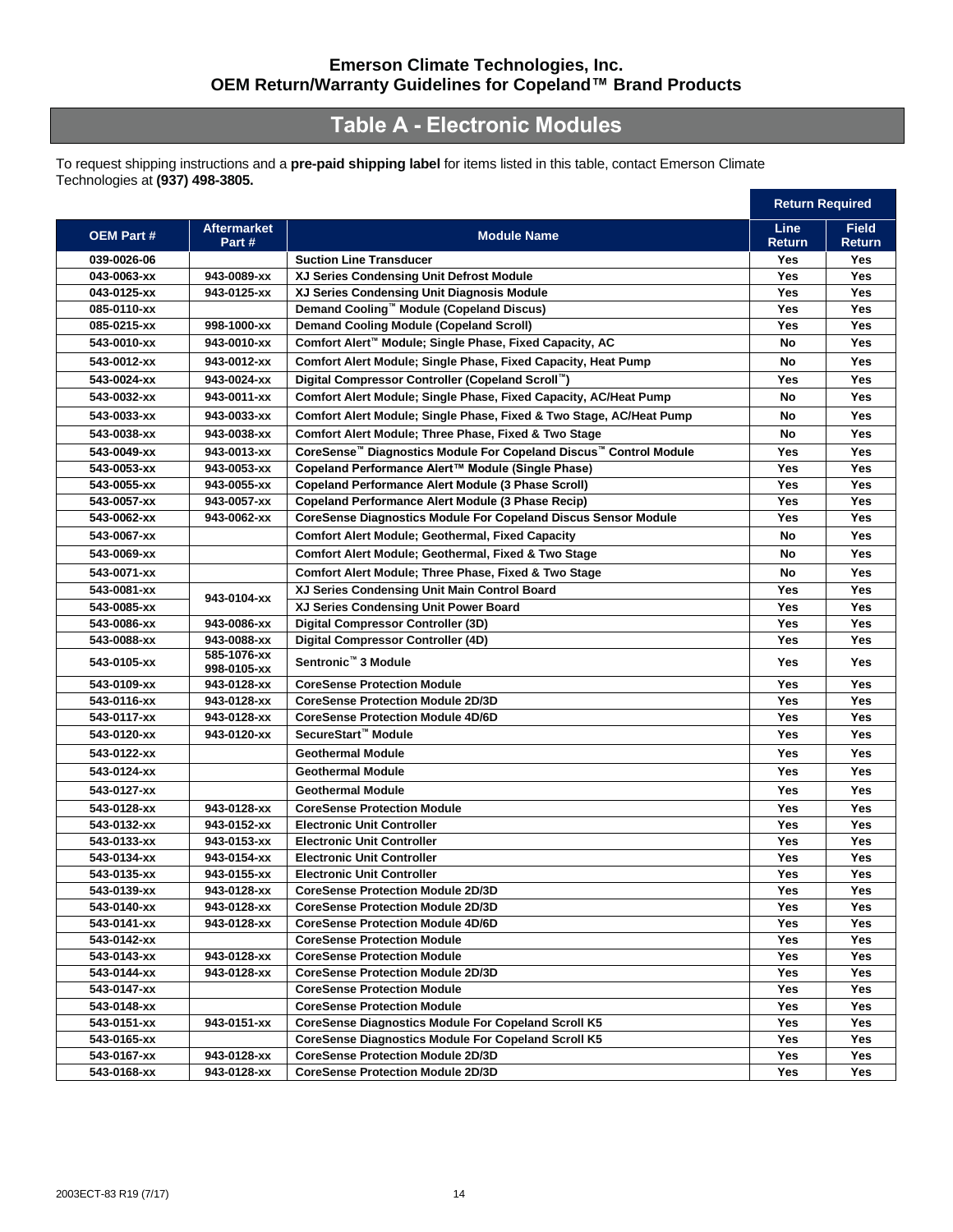Emerson Climate Technologies, Inc.
OEM Return/Warranty Guidelines for Copeland™ Brand Products

## Table A - Electronic Modules

To request shipping instructions and a **pre-paid shipping label** for items listed in this table, contact Emerson Climate Technologies at **(937) 498-3805.**

| OEM Part # | Aftermarket Part # | Module Name | Return Required | |
|---|---|---|---|---|
| | | | Line Return | Field Return |
| 039-0026-06 | | Suction Line Transducer | Yes | Yes |
| 043-0063-xx | 943-0089-xx | XJ Series Condensing Unit Defrost Module | Yes | Yes |
| 043-0125-xx | 943-0125-xx | XJ Series Condensing Unit Diagnosis Module | Yes | Yes |
| 085-0110-xx | | Demand Cooling™ Module (Copeland Discus) | Yes | Yes |
| 085-0215-xx | 998-1000-xx | Demand Cooling Module (Copeland Scroll) | Yes | Yes |
| 543-0010-xx | 943-0010-xx | Comfort Alert™ Module; Single Phase, Fixed Capacity, AC | No | Yes |
| 543-0012-xx | 943-0012-xx | Comfort Alert Module; Single Phase, Fixed Capacity, Heat Pump | No | Yes |
| 543-0024-xx | 943-0024-xx | Digital Compressor Controller (Copeland Scroll™) | Yes | Yes |
| 543-0032-xx | 943-0011-xx | Comfort Alert Module; Single Phase, Fixed Capacity, AC/Heat Pump | No | Yes |
| 543-0033-xx | 943-0033-xx | Comfort Alert Module; Single Phase, Fixed & Two Stage, AC/Heat Pump | No | Yes |
| 543-0038-xx | 943-0038-xx | Comfort Alert Module; Three Phase, Fixed & Two Stage | No | Yes |
| 543-0049-xx | 943-0013-xx | CoreSense™ Diagnostics Module For Copeland Discus™ Control Module | Yes | Yes |
| 543-0053-xx | 943-0053-xx | Copeland Performance Alert™ Module (Single Phase) | Yes | Yes |
| 543-0055-xx | 943-0055-xx | Copeland Performance Alert Module (3 Phase Scroll) | Yes | Yes |
| 543-0057-xx | 943-0057-xx | Copeland Performance Alert Module (3 Phase Recip) | Yes | Yes |
| 543-0062-xx | 943-0062-xx | CoreSense Diagnostics Module For Copeland Discus Sensor Module | Yes | Yes |
| 543-0067-xx | | Comfort Alert Module; Geothermal, Fixed Capacity | No | Yes |
| 543-0069-xx | | Comfort Alert Module; Geothermal, Fixed & Two Stage | No | Yes |
| 543-0071-xx | | Comfort Alert Module; Three Phase, Fixed & Two Stage | No | Yes |
| 543-0081-xx | 943-0104-xx | XJ Series Condensing Unit Main Control Board | Yes | Yes |
| 543-0085-xx | 943-0104-xx | XJ Series Condensing Unit Power Board | Yes | Yes |
| 543-0086-xx | 943-0086-xx | Digital Compressor Controller (3D) | Yes | Yes |
| 543-0088-xx | 943-0088-xx | Digital Compressor Controller (4D) | Yes | Yes |
| 543-0105-xx | 585-1076-xx<br>998-0105-xx | Sentronic™ 3 Module | Yes | Yes |
| 543-0109-xx | 943-0128-xx | CoreSense Protection Module | Yes | Yes |
| 543-0116-xx | 943-0128-xx | CoreSense Protection Module 2D/3D | Yes | Yes |
| 543-0117-xx | 943-0128-xx | CoreSense Protection Module 4D/6D | Yes | Yes |
| 543-0120-xx | 943-0120-xx | SecureStart™ Module | Yes | Yes |
| 543-0122-xx | | Geothermal Module | Yes | Yes |
| 543-0124-xx | | Geothermal Module | Yes | Yes |
| 543-0127-xx | | Geothermal Module | Yes | Yes |
| 543-0128-xx | 943-0128-xx | CoreSense Protection Module | Yes | Yes |
| 543-0132-xx | 943-0152-xx | Electronic Unit Controller | Yes | Yes |
| 543-0133-xx | 943-0153-xx | Electronic Unit Controller | Yes | Yes |
| 543-0134-xx | 943-0154-xx | Electronic Unit Controller | Yes | Yes |
| 543-0135-xx | 943-0155-xx | Electronic Unit Controller | Yes | Yes |
| 543-0139-xx | 943-0128-xx | CoreSense Protection Module 2D/3D | Yes | Yes |
| 543-0140-xx | 943-0128-xx | CoreSense Protection Module 2D/3D | Yes | Yes |
| 543-0141-xx | 943-0128-xx | CoreSense Protection Module 4D/6D | Yes | Yes |
| 543-0142-xx | | CoreSense Protection Module | Yes | Yes |
| 543-0143-xx | 943-0128-xx | CoreSense Protection Module | Yes | Yes |
| 543-0144-xx | 943-0128-xx | CoreSense Protection Module 2D/3D | Yes | Yes |
| 543-0147-xx | | CoreSense Protection Module | Yes | Yes |
| 543-0148-xx | | CoreSense Protection Module | Yes | Yes |
| 543-0151-xx | 943-0151-xx | CoreSense Diagnostics Module For Copeland Scroll K5 | Yes | Yes |
| 543-0165-xx | | CoreSense Diagnostics Module For Copeland Scroll K5 | Yes | Yes |
| 543-0167-xx | 943-0128-xx | CoreSense Protection Module 2D/3D | Yes | Yes |
| 543-0168-xx | 943-0128-xx | CoreSense Protection Module 2D/3D | Yes | Yes |

2003ECT-83 R19 (7/17)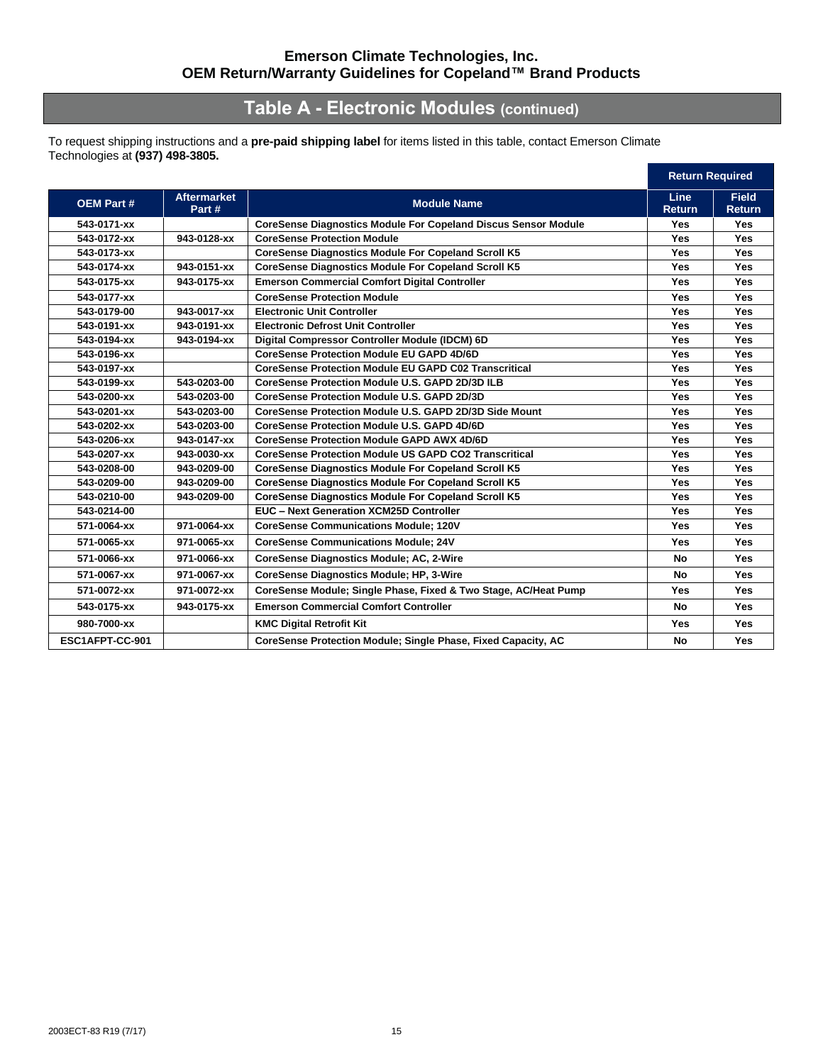**Emerson Climate Technologies, Inc.**
**OEM Return/Warranty Guidelines for Copeland™ Brand Products**

# Table A - Electronic Modules (continued)

To request shipping instructions and a **pre-paid shipping label** for items listed in this table, contact Emerson Climate Technologies at **(937) 498-3805.**

| OEM Part # | Aftermarket Part # | Module Name | Return Required | |
|---|---|---|---|---|
| | | | Line Return | Field Return |
| 543-0171-xx | | CoreSense Diagnostics Module For Copeland Discus Sensor Module | Yes | Yes |
| 543-0172-xx | 943-0128-xx | CoreSense Protection Module | Yes | Yes |
| 543-0173-xx | | CoreSense Diagnostics Module For Copeland Scroll K5 | Yes | Yes |
| 543-0174-xx | 943-0151-xx | CoreSense Diagnostics Module For Copeland Scroll K5 | Yes | Yes |
| 543-0175-xx | 943-0175-xx | Emerson Commercial Comfort Digital Controller | Yes | Yes |
| 543-0177-xx | | CoreSense Protection Module | Yes | Yes |
| 543-0179-00 | 943-0017-xx | Electronic Unit Controller | Yes | Yes |
| 543-0191-xx | 943-0191-xx | Electronic Defrost Unit Controller | Yes | Yes |
| 543-0194-xx | 943-0194-xx | Digital Compressor Controller Module (IDCM) 6D | Yes | Yes |
| 543-0196-xx | | CoreSense Protection Module EU GAPD 4D/6D | Yes | Yes |
| 543-0197-xx | | CoreSense Protection Module EU GAPD C02 Transcritical | Yes | Yes |
| 543-0199-xx | 543-0203-00 | CoreSense Protection Module U.S. GAPD 2D/3D ILB | Yes | Yes |
| 543-0200-xx | 543-0203-00 | CoreSense Protection Module U.S. GAPD 2D/3D | Yes | Yes |
| 543-0201-xx | 543-0203-00 | CoreSense Protection Module U.S. GAPD 2D/3D Side Mount | Yes | Yes |
| 543-0202-xx | 543-0203-00 | CoreSense Protection Module U.S. GAPD 4D/6D | Yes | Yes |
| 543-0206-xx | 943-0147-xx | CoreSense Protection Module GAPD AWX 4D/6D | Yes | Yes |
| 543-0207-xx | 943-0030-xx | CoreSense Protection Module US GAPD CO2 Transcritical | Yes | Yes |
| 543-0208-00 | 943-0209-00 | CoreSense Diagnostics Module For Copeland Scroll K5 | Yes | Yes |
| 543-0209-00 | 943-0209-00 | CoreSense Diagnostics Module For Copeland Scroll K5 | Yes | Yes |
| 543-0210-00 | 943-0209-00 | CoreSense Diagnostics Module For Copeland Scroll K5 | Yes | Yes |
| 543-0214-00 | | EUC – Next Generation XCM25D Controller | Yes | Yes |
| 571-0064-xx | 971-0064-xx | CoreSense Communications Module; 120V | Yes | Yes |
| 571-0065-xx | 971-0065-xx | CoreSense Communications Module; 24V | Yes | Yes |
| 571-0066-xx | 971-0066-xx | CoreSense Diagnostics Module; AC, 2-Wire | No | Yes |
| 571-0067-xx | 971-0067-xx | CoreSense Diagnostics Module; HP, 3-Wire | No | Yes |
| 571-0072-xx | 971-0072-xx | CoreSense Module; Single Phase, Fixed & Two Stage, AC/Heat Pump | Yes | Yes |
| 543-0175-xx | 943-0175-xx | Emerson Commercial Comfort Controller | No | Yes |
| 980-7000-xx | | KMC Digital Retrofit Kit | Yes | Yes |
| ESC1AFPT-CC-901 | | CoreSense Protection Module; Single Phase, Fixed Capacity, AC | No | Yes |

2003ECT-83 R19 (7/17)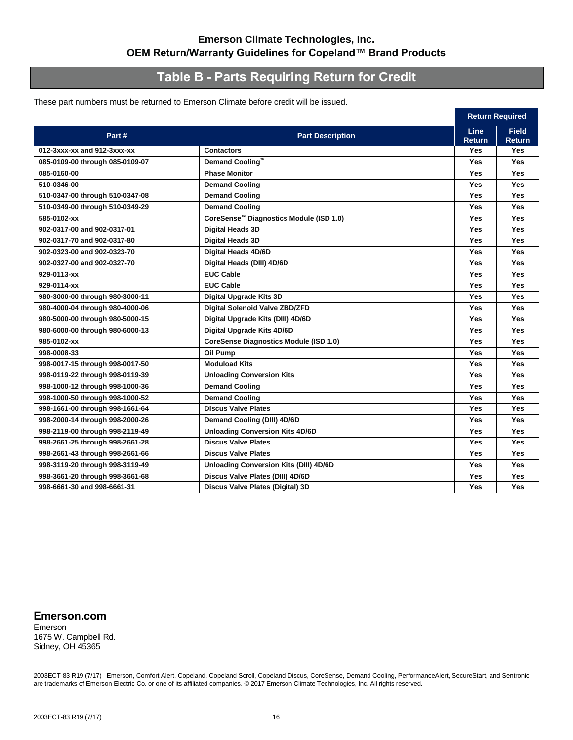## Table B - Parts Requiring Return for Credit

These part numbers must be returned to Emerson Climate before credit will be issued.

| Part # | Part Description | Return Required | |
|---|---|---|---|
| | | Line Return | Field Return |
| 012-3xxx-xx and 912-3xxx-xx | Contactors | Yes | Yes |
| 085-0109-00 through 085-0109-07 | Demand Cooling™ | Yes | Yes |
| 085-0160-00 | Phase Monitor | Yes | Yes |
| 510-0346-00 | Demand Cooling | Yes | Yes |
| 510-0347-00 through 510-0347-08 | Demand Cooling | Yes | Yes |
| 510-0349-00 through 510-0349-29 | Demand Cooling | Yes | Yes |
| 585-0102-xx | CoreSense™ Diagnostics Module (ISD 1.0) | Yes | Yes |
| 902-0317-00 and 902-0317-01 | Digital Heads 3D | Yes | Yes |
| 902-0317-70 and 902-0317-80 | Digital Heads 3D | Yes | Yes |
| 902-0323-00 and 902-0323-70 | Digital Heads 4D/6D | Yes | Yes |
| 902-0327-00 and 902-0327-70 | Digital Heads (DIII) 4D/6D | Yes | Yes |
| 929-0113-xx | EUC Cable | Yes | Yes |
| 929-0114-xx | EUC Cable | Yes | Yes |
| 980-3000-00 through 980-3000-11 | Digital Upgrade Kits 3D | Yes | Yes |
| 980-4000-04 through 980-4000-06 | Digital Solenoid Valve ZBD/ZFD | Yes | Yes |
| 980-5000-00 through 980-5000-15 | Digital Upgrade Kits (DIII) 4D/6D | Yes | Yes |
| 980-6000-00 through 980-6000-13 | Digital Upgrade Kits 4D/6D | Yes | Yes |
| 985-0102-xx | CoreSense Diagnostics Module (ISD 1.0) | Yes | Yes |
| 998-0008-33 | Oil Pump | Yes | Yes |
| 998-0017-15 through 998-0017-50 | Moduload Kits | Yes | Yes |
| 998-0119-22 through 998-0119-39 | Unloading Conversion Kits | Yes | Yes |
| 998-1000-12 through 998-1000-36 | Demand Cooling | Yes | Yes |
| 998-1000-50 through 998-1000-52 | Demand Cooling | Yes | Yes |
| 998-1661-00 through 998-1661-64 | Discus Valve Plates | Yes | Yes |
| 998-2000-14 through 998-2000-26 | Demand Cooling (DIII) 4D/6D | Yes | Yes |
| 998-2119-00 through 998-2119-49 | Unloading Conversion Kits 4D/6D | Yes | Yes |
| 998-2661-25 through 998-2661-28 | Discus Valve Plates | Yes | Yes |
| 998-2661-43 through 998-2661-66 | Discus Valve Plates | Yes | Yes |
| 998-3119-20 through 998-3119-49 | Unloading Conversion Kits (DIII) 4D/6D | Yes | Yes |
| 998-3661-20 through 998-3661-68 | Discus Valve Plates (DIII) 4D/6D | Yes | Yes |
| 998-6661-30 and 998-6661-31 | Discus Valve Plates (Digital) 3D | Yes | Yes |

**Emerson.com**
Emerson
1675 W. Campbell Rd.
Sidney, OH 45365

2003ECT-83 R19 (7/17) Emerson, Comfort Alert, Copeland, Copeland Scroll, Copeland Discus, CoreSense, Demand Cooling, PerformanceAlert, SecureStart, and Sentronic are trademarks of Emerson Electric Co. or one of its affiliated companies. © 2017 Emerson Climate Technologies, Inc. All rights reserved.